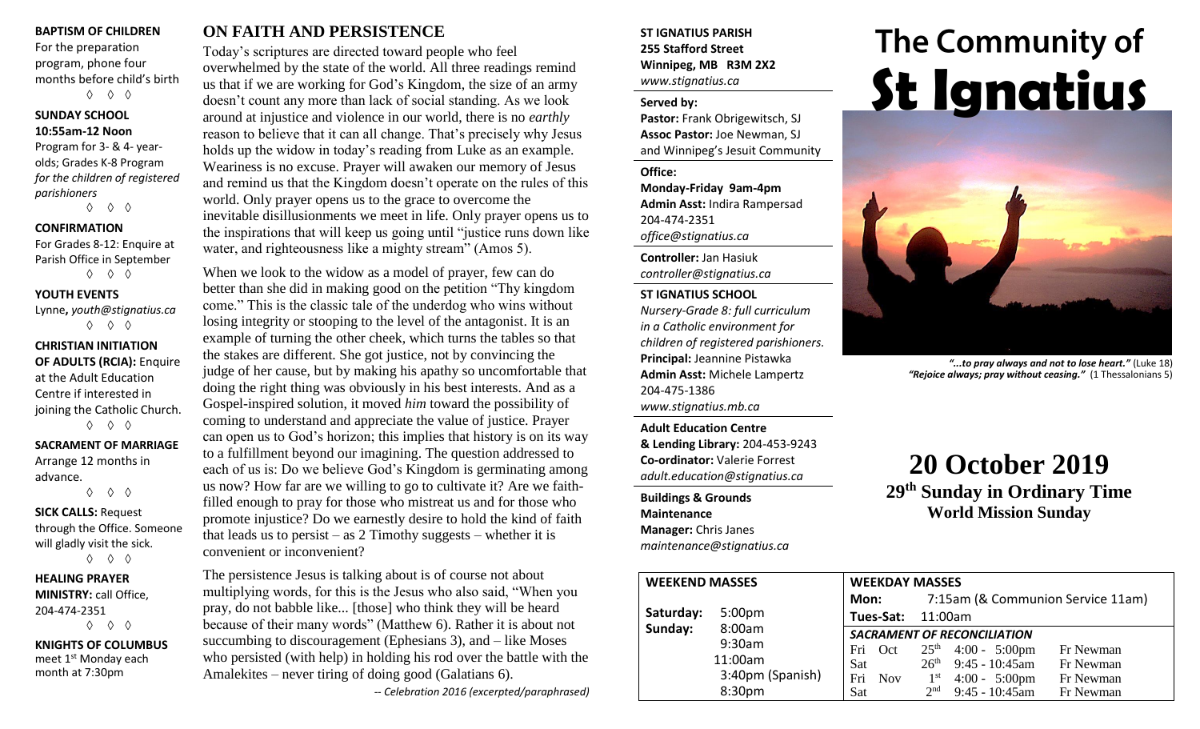**BAPTISM OF CHILDREN**

For the preparation program, phone four months before child's birth

◊ ◊ ◊

**SUNDAY SCHOOL**
**10:55am-12 Noon**

Program for 3- & 4- year-olds; Grades K-8 Program *for the children of registered parishioners*

◊ ◊ ◊

**CONFIRMATION**

For Grades 8-12: Enquire at Parish Office in September

◊ ◊ ◊

**YOUTH EVENTS**

Lynne, *youth@stignatius.ca*

◊ ◊ ◊

**CHRISTIAN INITIATION OF ADULTS (RCIA):** Enquire at the Adult Education Centre if interested in joining the Catholic Church.

◊ ◊ ◊

**SACRAMENT OF MARRIAGE**

Arrange 12 months in advance.

◊ ◊ ◊

**SICK CALLS:** Request through the Office. Someone will gladly visit the sick.

◊ ◊ ◊

**HEALING PRAYER MINISTRY:** call Office, 204-474-2351

◊ ◊ ◊

**KNIGHTS OF COLUMBUS**

meet 1st Monday each month at 7:30pm

## ON FAITH AND PERSISTENCE

Today's scriptures are directed toward people who feel overwhelmed by the state of the world. All three readings remind us that if we are working for God's Kingdom, the size of an army doesn't count any more than lack of social standing. As we look around at injustice and violence in our world, there is no *earthly* reason to believe that it can all change. That's precisely why Jesus holds up the widow in today's reading from Luke as an example. Weariness is no excuse. Prayer will awaken our memory of Jesus and remind us that the Kingdom doesn't operate on the rules of this world. Only prayer opens us to the grace to overcome the inevitable disillusionments we meet in life. Only prayer opens us to the inspirations that will keep us going until "justice runs down like water, and righteousness like a mighty stream" (Amos 5).

When we look to the widow as a model of prayer, few can do better than she did in making good on the petition "Thy kingdom come." This is the classic tale of the underdog who wins without losing integrity or stooping to the level of the antagonist. It is an example of turning the other cheek, which turns the tables so that the stakes are different. She got justice, not by convincing the judge of her cause, but by making his apathy so uncomfortable that doing the right thing was obviously in his best interests. And as a Gospel-inspired solution, it moved *him* toward the possibility of coming to understand and appreciate the value of justice. Prayer can open us to God's horizon; this implies that history is on its way to a fulfillment beyond our imagining. The question addressed to each of us is: Do we believe God's Kingdom is germinating among us now? How far are we willing to go to cultivate it? Are we faith-filled enough to pray for those who mistreat us and for those who promote injustice? Do we earnestly desire to hold the kind of faith that leads us to persist – as 2 Timothy suggests – whether it is convenient or inconvenient?

The persistence Jesus is talking about is of course not about multiplying words, for this is the Jesus who also said, "When you pray, do not babble like... [those] who think they will be heard because of their many words" (Matthew 6). Rather it is about not succumbing to discouragement (Ephesians 3), and – like Moses who persisted (with help) in holding his rod over the battle with the Amalekites – never tiring of doing good (Galatians 6).

*-- Celebration 2016 (excerpted/paraphrased)*

**ST IGNATIUS PARISH**
**255 Stafford Street**
**Winnipeg, MB R3M 2X2**
*www.stignatius.ca*

**Served by:**
**Pastor:** Frank Obrigewitsch, SJ
**Assoc Pastor:** Joe Newman, SJ
and Winnipeg's Jesuit Community

**Office:**
**Monday-Friday 9am-4pm**
**Admin Asst:** Indira Rampersad
204-474-2351
*office@stignatius.ca*

**Controller:** Jan Hasiuk
*controller@stignatius.ca*

**ST IGNATIUS SCHOOL**
*Nursery-Grade 8: full curriculum in a Catholic environment for children of registered parishioners.*
**Principal:** Jeannine Pistawka
**Admin Asst:** Michele Lampertz
204-475-1386
*www.stignatius.mb.ca*

**Adult Education Centre & Lending Library:** 204-453-9243
**Co-ordinator:** Valerie Forrest
*adult.education@stignatius.ca*

**Buildings & Grounds Maintenance**
**Manager:** Chris Janes
*maintenance@stignatius.ca*

# The Community of St Ignatius

*"...to pray always and not to lose heart."* (Luke 18)
*"Rejoice always; pray without ceasing."* (1 Thessalonians 5)

# 20 October 2019

## 29th Sunday in Ordinary Time
## World Mission Sunday

| WEEKEND MASSES | |
|---|---|
| Saturday: | 5:00pm |
| Sunday: | 8:00am |
| | 9:30am |
| | 11:00am |
| | 3:40pm (Spanish) |
| | 8:30pm |

**WEEKDAY MASSES**

**Mon:** 7:15am (& Communion Service 11am)

**Tues-Sat:** 11:00am

***SACRAMENT OF RECONCILIATION***

| | | | | |
|---|---|---|---|---|
| Fri | Oct | 25th | 4:00 - 5:00pm | Fr Newman |
| Sat | | 26th | 9:45 - 10:45am | Fr Newman |
| Fri | Nov | 1st | 4:00 - 5:00pm | Fr Newman |
| Sat | | 2nd | 9:45 - 10:45am | Fr Newman |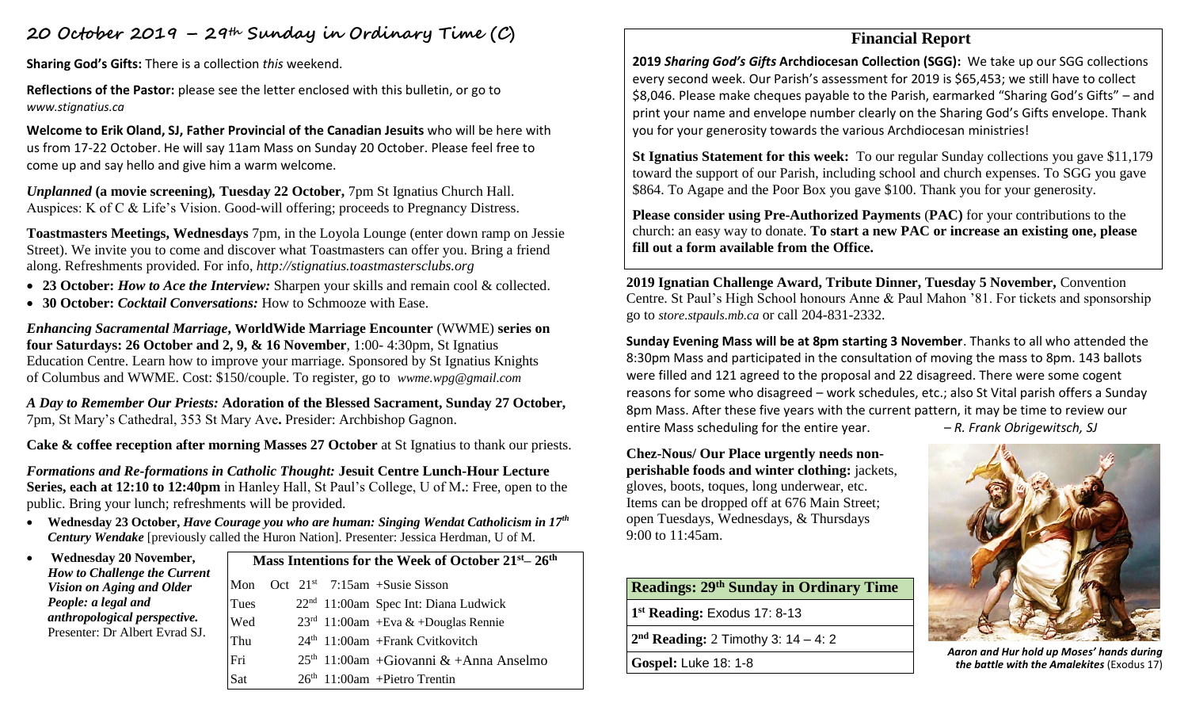# 20 October 2019 – 29th Sunday in Ordinary Time (C)

**Sharing God's Gifts:** There is a collection *this* weekend.

**Reflections of the Pastor:** please see the letter enclosed with this bulletin, or go to *www.stignatius.ca*

**Welcome to Erik Oland, SJ, Father Provincial of the Canadian Jesuits** who will be here with us from 17-22 October. He will say 11am Mass on Sunday 20 October. Please feel free to come up and say hello and give him a warm welcome.

***Unplanned*** **(a movie screening), Tuesday 22 October,** 7pm St Ignatius Church Hall. Auspices: K of C & Life's Vision. Good-will offering; proceeds to Pregnancy Distress.

**Toastmasters Meetings, Wednesdays** 7pm, in the Loyola Lounge (enter down ramp on Jessie Street). We invite you to come and discover what Toastmasters can offer you. Bring a friend along. Refreshments provided. For info, *http://stignatius.toastmastersclubs.org*

- **23 October:** ***How to Ace the Interview:*** Sharpen your skills and remain cool & collected.
- **30 October:** ***Cocktail Conversations:*** How to Schmooze with Ease.

***Enhancing Sacramental Marriage*****, WorldWide Marriage Encounter** (WWME) **series on four Saturdays: 26 October and 2, 9, & 16 November**, 1:00- 4:30pm, St Ignatius Education Centre. Learn how to improve your marriage. Sponsored by St Ignatius Knights of Columbus and WWME. Cost: $150/couple. To register, go to *wwme.wpg@gmail.com*

***A Day to Remember Our Priests:*** **Adoration of the Blessed Sacrament, Sunday 27 October,** 7pm, St Mary's Cathedral, 353 St Mary Ave**.** Presider: Archbishop Gagnon.

**Cake & coffee reception after morning Masses 27 October** at St Ignatius to thank our priests.

***Formations and Re-formations in Catholic Thought:*** **Jesuit Centre Lunch-Hour Lecture Series, each at 12:10 to 12:40pm** in Hanley Hall, St Paul's College, U of M.: Free, open to the public. Bring your lunch; refreshments will be provided.

- **Wednesday 23 October,** ***Have Courage you who are human: Singing Wendat Catholicism in 17th Century Wendake*** [previously called the Huron Nation]. Presenter: Jessica Herdman, U of M.
- **Wednesday 20 November,** ***How to Challenge the Current Vision on Aging and Older People: a legal and anthropological perspective.*** Presenter: Dr Albert Evrad SJ.

| Mass Intentions for the Week of October 21st– 26th | | | |
|---|---|---|---|
| Mon | Oct 21st | 7:15am | +Susie Sisson |
| Tues | 22nd | 11:00am | Spec Int: Diana Ludwick |
| Wed | 23rd | 11:00am | +Eva & +Douglas Rennie |
| Thu | 24th | 11:00am | +Frank Cvitkovitch |
| Fri | 25th | 11:00am | +Giovanni & +Anna Anselmo |
| Sat | 26th | 11:00am | +Pietro Trentin |

## Financial Report

**2019 *Sharing God's Gifts* Archdiocesan Collection (SGG):** We take up our SGG collections every second week. Our Parish's assessment for 2019 is $65,453; we still have to collect $8,046. Please make cheques payable to the Parish, earmarked "Sharing God's Gifts" – and print your name and envelope number clearly on the Sharing God's Gifts envelope. Thank you for your generosity towards the various Archdiocesan ministries!

**St Ignatius Statement for this week:** To our regular Sunday collections you gave $11,179 toward the support of our Parish, including school and church expenses. To SGG you gave $864. To Agape and the Poor Box you gave $100. Thank you for your generosity.

**Please consider using Pre-Authorized Payments** (**PAC)** for your contributions to the church: an easy way to donate. **To start a new PAC or increase an existing one, please fill out a form available from the Office.**

**2019 Ignatian Challenge Award, Tribute Dinner, Tuesday 5 November,** Convention Centre. St Paul's High School honours Anne & Paul Mahon '81. For tickets and sponsorship go to *store.stpauls.mb.ca* or call 204-831-2332.

**Sunday Evening Mass will be at 8pm starting 3 November**. Thanks to all who attended the 8:30pm Mass and participated in the consultation of moving the mass to 8pm. 143 ballots were filled and 121 agreed to the proposal and 22 disagreed. There were some cogent reasons for some who disagreed – work schedules, etc.; also St Vital parish offers a Sunday 8pm Mass. After these five years with the current pattern, it may be time to review our entire Mass scheduling for the entire year. *– R. Frank Obrigewitsch, SJ*

**Chez-Nous/ Our Place urgently needs non-perishable foods and winter clothing:** jackets, gloves, boots, toques, long underwear, etc. Items can be dropped off at 676 Main Street; open Tuesdays, Wednesdays, & Thursdays 9:00 to 11:45am.

| Readings: 29th Sunday in Ordinary Time |
|---|
| **1st Reading:** Exodus 17: 8-13 |
| **2nd Reading:** 2 Timothy 3: 14 – 4: 2 |
| **Gospel:** Luke 18: 1-8 |

***Aaron and Hur hold up Moses' hands during the battle with the Amalekites*** (Exodus 17)